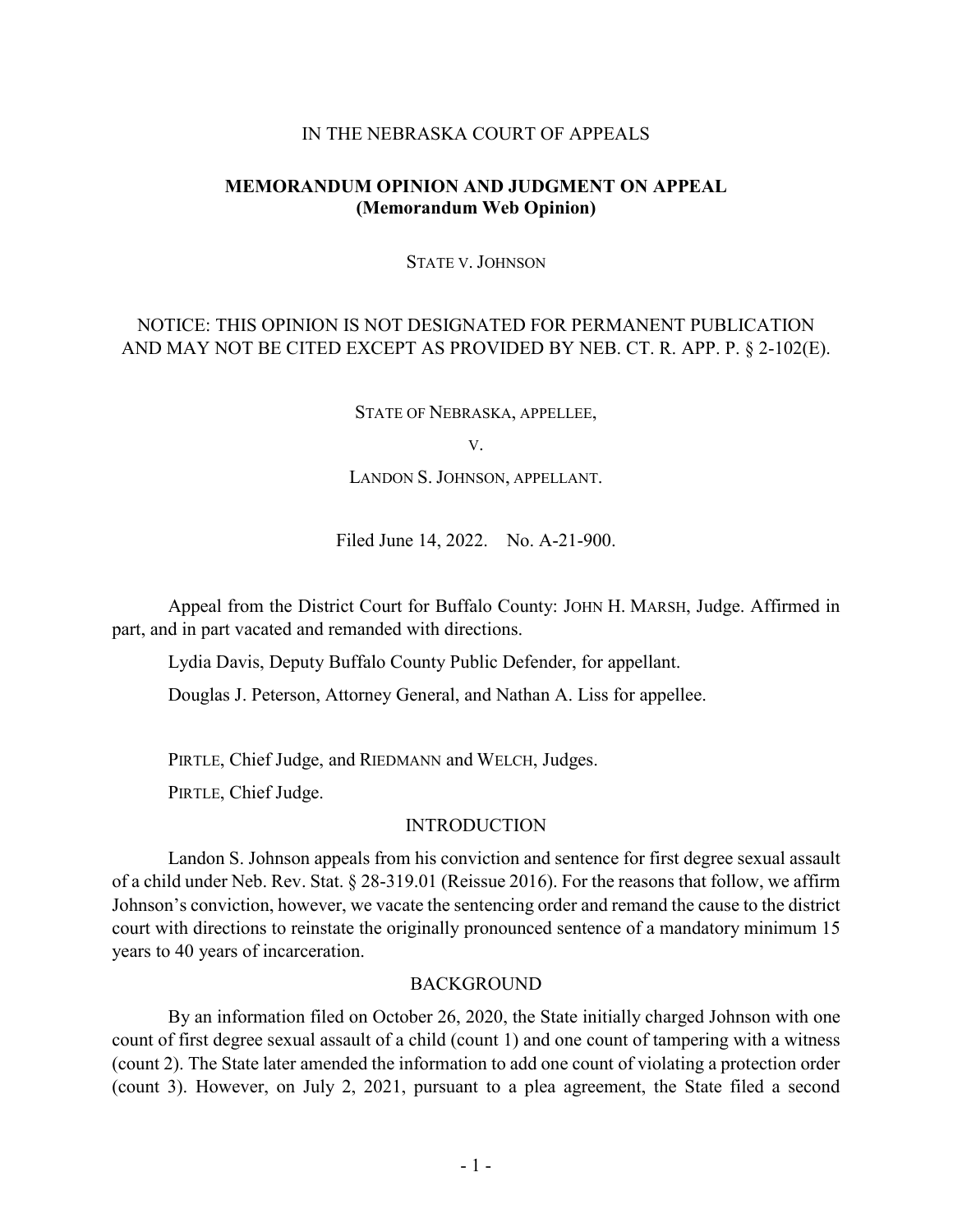IN THE NEBRASKA COURT OF APPEALS

**MEMORANDUM OPINION AND JUDGMENT ON APPEAL**
**(Memorandum Web Opinion)**

STATE V. JOHNSON

NOTICE: THIS OPINION IS NOT DESIGNATED FOR PERMANENT PUBLICATION AND MAY NOT BE CITED EXCEPT AS PROVIDED BY NEB. CT. R. APP. P. § 2-102(E).

STATE OF NEBRASKA, APPELLEE,

V.

LANDON S. JOHNSON, APPELLANT.

Filed June 14, 2022. No. A-21-900.

Appeal from the District Court for Buffalo County: JOHN H. MARSH, Judge. Affirmed in part, and in part vacated and remanded with directions.

Lydia Davis, Deputy Buffalo County Public Defender, for appellant.

Douglas J. Peterson, Attorney General, and Nathan A. Liss for appellee.

PIRTLE, Chief Judge, and RIEDMANN and WELCH, Judges.

PIRTLE, Chief Judge.

## INTRODUCTION

Landon S. Johnson appeals from his conviction and sentence for first degree sexual assault of a child under Neb. Rev. Stat. § 28-319.01 (Reissue 2016). For the reasons that follow, we affirm Johnson's conviction, however, we vacate the sentencing order and remand the cause to the district court with directions to reinstate the originally pronounced sentence of a mandatory minimum 15 years to 40 years of incarceration.

## BACKGROUND

By an information filed on October 26, 2020, the State initially charged Johnson with one count of first degree sexual assault of a child (count 1) and one count of tampering with a witness (count 2). The State later amended the information to add one count of violating a protection order (count 3). However, on July 2, 2021, pursuant to a plea agreement, the State filed a second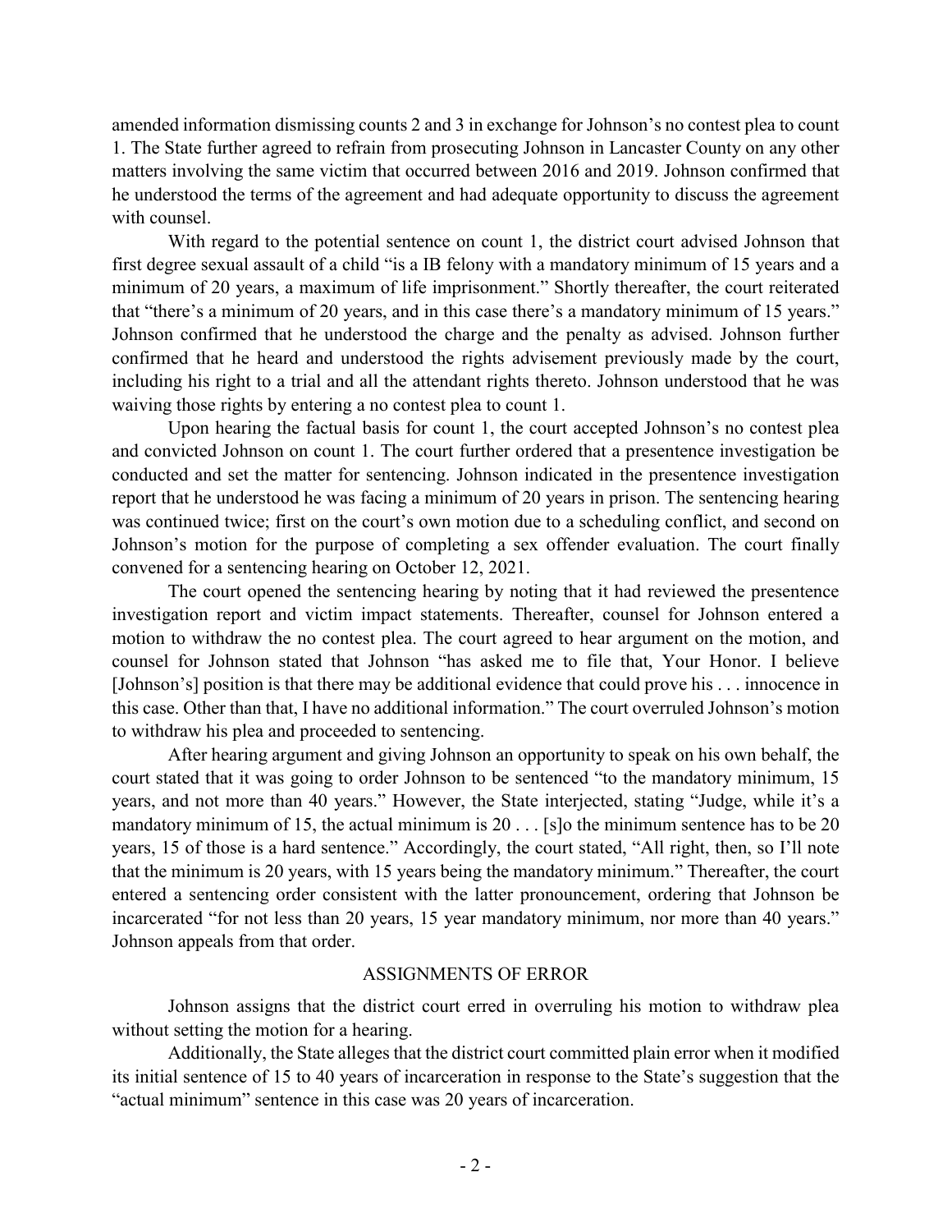amended information dismissing counts 2 and 3 in exchange for Johnson's no contest plea to count 1. The State further agreed to refrain from prosecuting Johnson in Lancaster County on any other matters involving the same victim that occurred between 2016 and 2019. Johnson confirmed that he understood the terms of the agreement and had adequate opportunity to discuss the agreement with counsel.

With regard to the potential sentence on count 1, the district court advised Johnson that first degree sexual assault of a child "is a IB felony with a mandatory minimum of 15 years and a minimum of 20 years, a maximum of life imprisonment." Shortly thereafter, the court reiterated that "there's a minimum of 20 years, and in this case there's a mandatory minimum of 15 years." Johnson confirmed that he understood the charge and the penalty as advised. Johnson further confirmed that he heard and understood the rights advisement previously made by the court, including his right to a trial and all the attendant rights thereto. Johnson understood that he was waiving those rights by entering a no contest plea to count 1.

Upon hearing the factual basis for count 1, the court accepted Johnson's no contest plea and convicted Johnson on count 1. The court further ordered that a presentence investigation be conducted and set the matter for sentencing. Johnson indicated in the presentence investigation report that he understood he was facing a minimum of 20 years in prison. The sentencing hearing was continued twice; first on the court's own motion due to a scheduling conflict, and second on Johnson's motion for the purpose of completing a sex offender evaluation. The court finally convened for a sentencing hearing on October 12, 2021.

The court opened the sentencing hearing by noting that it had reviewed the presentence investigation report and victim impact statements. Thereafter, counsel for Johnson entered a motion to withdraw the no contest plea. The court agreed to hear argument on the motion, and counsel for Johnson stated that Johnson "has asked me to file that, Your Honor. I believe [Johnson's] position is that there may be additional evidence that could prove his . . . innocence in this case. Other than that, I have no additional information." The court overruled Johnson's motion to withdraw his plea and proceeded to sentencing.

After hearing argument and giving Johnson an opportunity to speak on his own behalf, the court stated that it was going to order Johnson to be sentenced "to the mandatory minimum, 15 years, and not more than 40 years." However, the State interjected, stating "Judge, while it's a mandatory minimum of 15, the actual minimum is 20 . . . [s]o the minimum sentence has to be 20 years, 15 of those is a hard sentence." Accordingly, the court stated, "All right, then, so I'll note that the minimum is 20 years, with 15 years being the mandatory minimum." Thereafter, the court entered a sentencing order consistent with the latter pronouncement, ordering that Johnson be incarcerated "for not less than 20 years, 15 year mandatory minimum, nor more than 40 years." Johnson appeals from that order.

## ASSIGNMENTS OF ERROR

Johnson assigns that the district court erred in overruling his motion to withdraw plea without setting the motion for a hearing.

Additionally, the State alleges that the district court committed plain error when it modified its initial sentence of 15 to 40 years of incarceration in response to the State's suggestion that the "actual minimum" sentence in this case was 20 years of incarceration.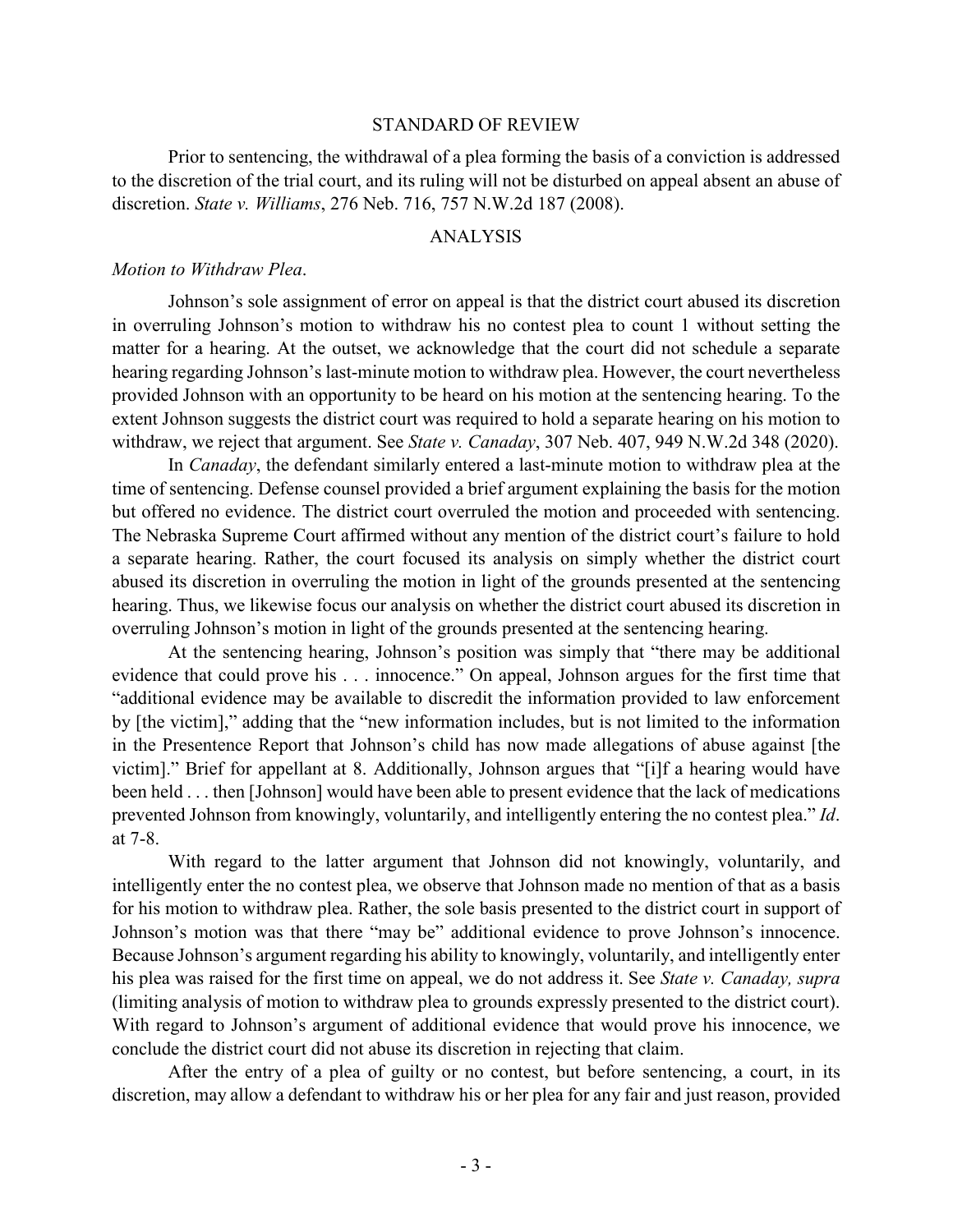## STANDARD OF REVIEW

Prior to sentencing, the withdrawal of a plea forming the basis of a conviction is addressed to the discretion of the trial court, and its ruling will not be disturbed on appeal absent an abuse of discretion. *State v. Williams*, 276 Neb. 716, 757 N.W.2d 187 (2008).

## ANALYSIS

*Motion to Withdraw Plea*.

Johnson's sole assignment of error on appeal is that the district court abused its discretion in overruling Johnson's motion to withdraw his no contest plea to count 1 without setting the matter for a hearing. At the outset, we acknowledge that the court did not schedule a separate hearing regarding Johnson's last-minute motion to withdraw plea. However, the court nevertheless provided Johnson with an opportunity to be heard on his motion at the sentencing hearing. To the extent Johnson suggests the district court was required to hold a separate hearing on his motion to withdraw, we reject that argument. See *State v. Canaday*, 307 Neb. 407, 949 N.W.2d 348 (2020).

In *Canaday*, the defendant similarly entered a last-minute motion to withdraw plea at the time of sentencing. Defense counsel provided a brief argument explaining the basis for the motion but offered no evidence. The district court overruled the motion and proceeded with sentencing. The Nebraska Supreme Court affirmed without any mention of the district court's failure to hold a separate hearing. Rather, the court focused its analysis on simply whether the district court abused its discretion in overruling the motion in light of the grounds presented at the sentencing hearing. Thus, we likewise focus our analysis on whether the district court abused its discretion in overruling Johnson's motion in light of the grounds presented at the sentencing hearing.

At the sentencing hearing, Johnson's position was simply that "there may be additional evidence that could prove his . . . innocence." On appeal, Johnson argues for the first time that "additional evidence may be available to discredit the information provided to law enforcement by [the victim]," adding that the "new information includes, but is not limited to the information in the Presentence Report that Johnson's child has now made allegations of abuse against [the victim]." Brief for appellant at 8. Additionally, Johnson argues that "[i]f a hearing would have been held . . . then [Johnson] would have been able to present evidence that the lack of medications prevented Johnson from knowingly, voluntarily, and intelligently entering the no contest plea." *Id*. at 7-8.

With regard to the latter argument that Johnson did not knowingly, voluntarily, and intelligently enter the no contest plea, we observe that Johnson made no mention of that as a basis for his motion to withdraw plea. Rather, the sole basis presented to the district court in support of Johnson's motion was that there "may be" additional evidence to prove Johnson's innocence. Because Johnson's argument regarding his ability to knowingly, voluntarily, and intelligently enter his plea was raised for the first time on appeal, we do not address it. See *State v. Canaday, supra* (limiting analysis of motion to withdraw plea to grounds expressly presented to the district court). With regard to Johnson's argument of additional evidence that would prove his innocence, we conclude the district court did not abuse its discretion in rejecting that claim.

After the entry of a plea of guilty or no contest, but before sentencing, a court, in its discretion, may allow a defendant to withdraw his or her plea for any fair and just reason, provided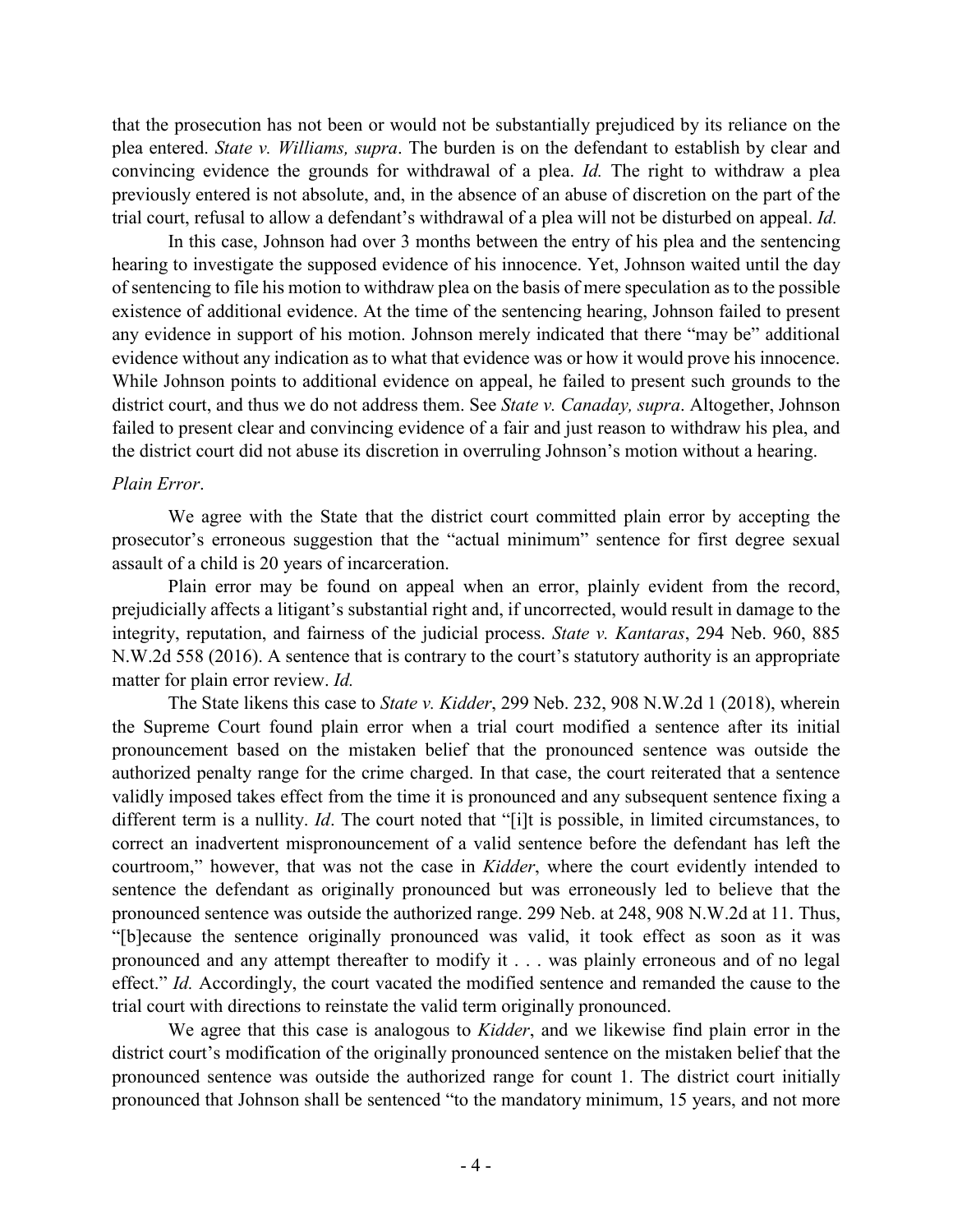that the prosecution has not been or would not be substantially prejudiced by its reliance on the plea entered. *State v. Williams, supra*. The burden is on the defendant to establish by clear and convincing evidence the grounds for withdrawal of a plea. *Id.* The right to withdraw a plea previously entered is not absolute, and, in the absence of an abuse of discretion on the part of the trial court, refusal to allow a defendant's withdrawal of a plea will not be disturbed on appeal. *Id.*

In this case, Johnson had over 3 months between the entry of his plea and the sentencing hearing to investigate the supposed evidence of his innocence. Yet, Johnson waited until the day of sentencing to file his motion to withdraw plea on the basis of mere speculation as to the possible existence of additional evidence. At the time of the sentencing hearing, Johnson failed to present any evidence in support of his motion. Johnson merely indicated that there "may be" additional evidence without any indication as to what that evidence was or how it would prove his innocence. While Johnson points to additional evidence on appeal, he failed to present such grounds to the district court, and thus we do not address them. See *State v. Canaday, supra*. Altogether, Johnson failed to present clear and convincing evidence of a fair and just reason to withdraw his plea, and the district court did not abuse its discretion in overruling Johnson's motion without a hearing.

*Plain Error*.

We agree with the State that the district court committed plain error by accepting the prosecutor's erroneous suggestion that the "actual minimum" sentence for first degree sexual assault of a child is 20 years of incarceration.

Plain error may be found on appeal when an error, plainly evident from the record, prejudicially affects a litigant's substantial right and, if uncorrected, would result in damage to the integrity, reputation, and fairness of the judicial process. *State v. Kantaras*, 294 Neb. 960, 885 N.W.2d 558 (2016). A sentence that is contrary to the court's statutory authority is an appropriate matter for plain error review. *Id.*

The State likens this case to *State v. Kidder*, 299 Neb. 232, 908 N.W.2d 1 (2018), wherein the Supreme Court found plain error when a trial court modified a sentence after its initial pronouncement based on the mistaken belief that the pronounced sentence was outside the authorized penalty range for the crime charged. In that case, the court reiterated that a sentence validly imposed takes effect from the time it is pronounced and any subsequent sentence fixing a different term is a nullity. *Id*. The court noted that "[i]t is possible, in limited circumstances, to correct an inadvertent mispronouncement of a valid sentence before the defendant has left the courtroom," however, that was not the case in *Kidder*, where the court evidently intended to sentence the defendant as originally pronounced but was erroneously led to believe that the pronounced sentence was outside the authorized range. 299 Neb. at 248, 908 N.W.2d at 11. Thus, "[b]ecause the sentence originally pronounced was valid, it took effect as soon as it was pronounced and any attempt thereafter to modify it . . . was plainly erroneous and of no legal effect." *Id.* Accordingly, the court vacated the modified sentence and remanded the cause to the trial court with directions to reinstate the valid term originally pronounced.

We agree that this case is analogous to *Kidder*, and we likewise find plain error in the district court's modification of the originally pronounced sentence on the mistaken belief that the pronounced sentence was outside the authorized range for count 1. The district court initially pronounced that Johnson shall be sentenced "to the mandatory minimum, 15 years, and not more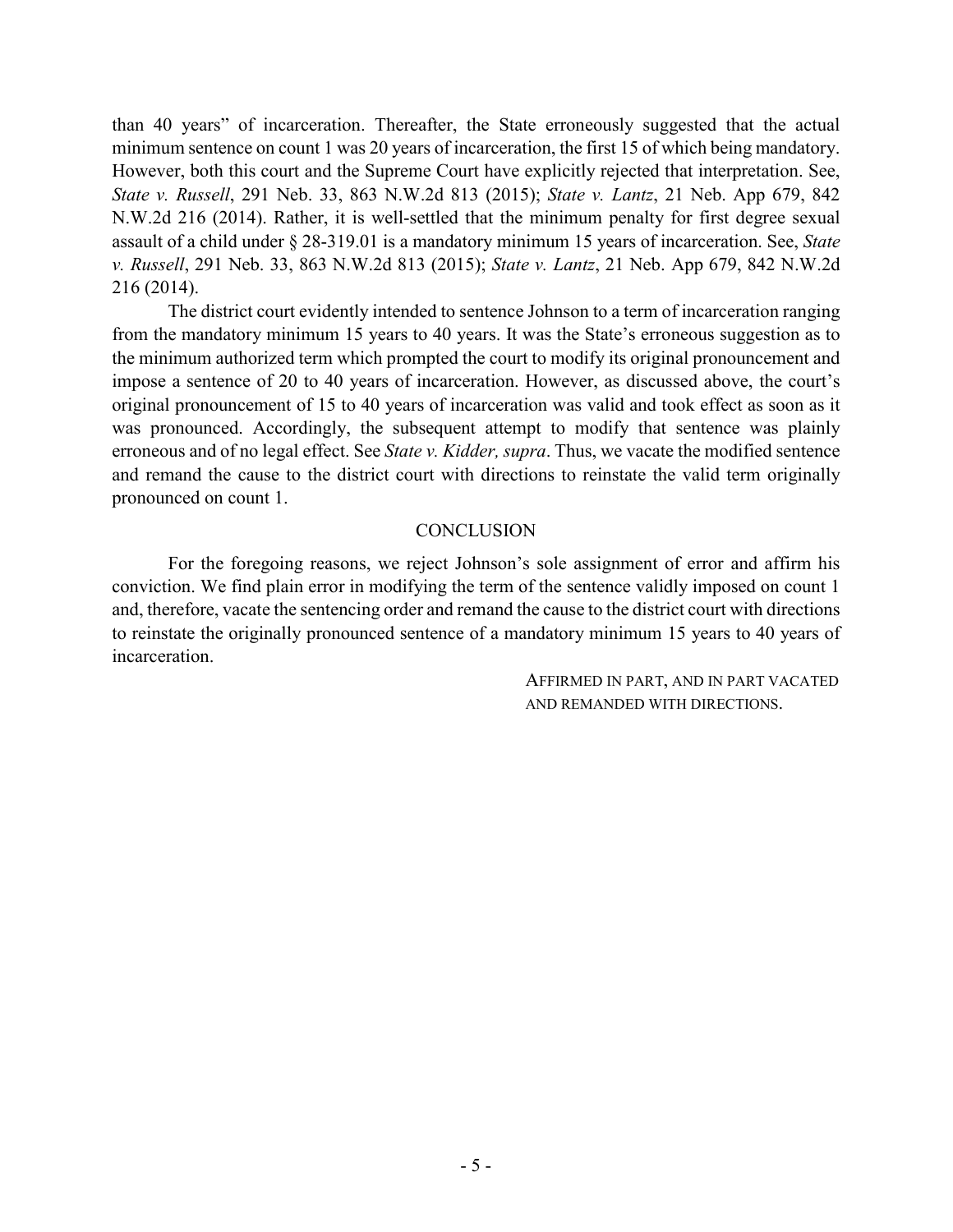than 40 years" of incarceration. Thereafter, the State erroneously suggested that the actual minimum sentence on count 1 was 20 years of incarceration, the first 15 of which being mandatory. However, both this court and the Supreme Court have explicitly rejected that interpretation. See, *State v. Russell*, 291 Neb. 33, 863 N.W.2d 813 (2015); *State v. Lantz*, 21 Neb. App 679, 842 N.W.2d 216 (2014). Rather, it is well-settled that the minimum penalty for first degree sexual assault of a child under § 28-319.01 is a mandatory minimum 15 years of incarceration. See, *State v. Russell*, 291 Neb. 33, 863 N.W.2d 813 (2015); *State v. Lantz*, 21 Neb. App 679, 842 N.W.2d 216 (2014).

The district court evidently intended to sentence Johnson to a term of incarceration ranging from the mandatory minimum 15 years to 40 years. It was the State's erroneous suggestion as to the minimum authorized term which prompted the court to modify its original pronouncement and impose a sentence of 20 to 40 years of incarceration. However, as discussed above, the court's original pronouncement of 15 to 40 years of incarceration was valid and took effect as soon as it was pronounced. Accordingly, the subsequent attempt to modify that sentence was plainly erroneous and of no legal effect. See *State v. Kidder, supra*. Thus, we vacate the modified sentence and remand the cause to the district court with directions to reinstate the valid term originally pronounced on count 1.

## CONCLUSION

For the foregoing reasons, we reject Johnson's sole assignment of error and affirm his conviction. We find plain error in modifying the term of the sentence validly imposed on count 1 and, therefore, vacate the sentencing order and remand the cause to the district court with directions to reinstate the originally pronounced sentence of a mandatory minimum 15 years to 40 years of incarceration.

AFFIRMED IN PART, AND IN PART VACATED AND REMANDED WITH DIRECTIONS.